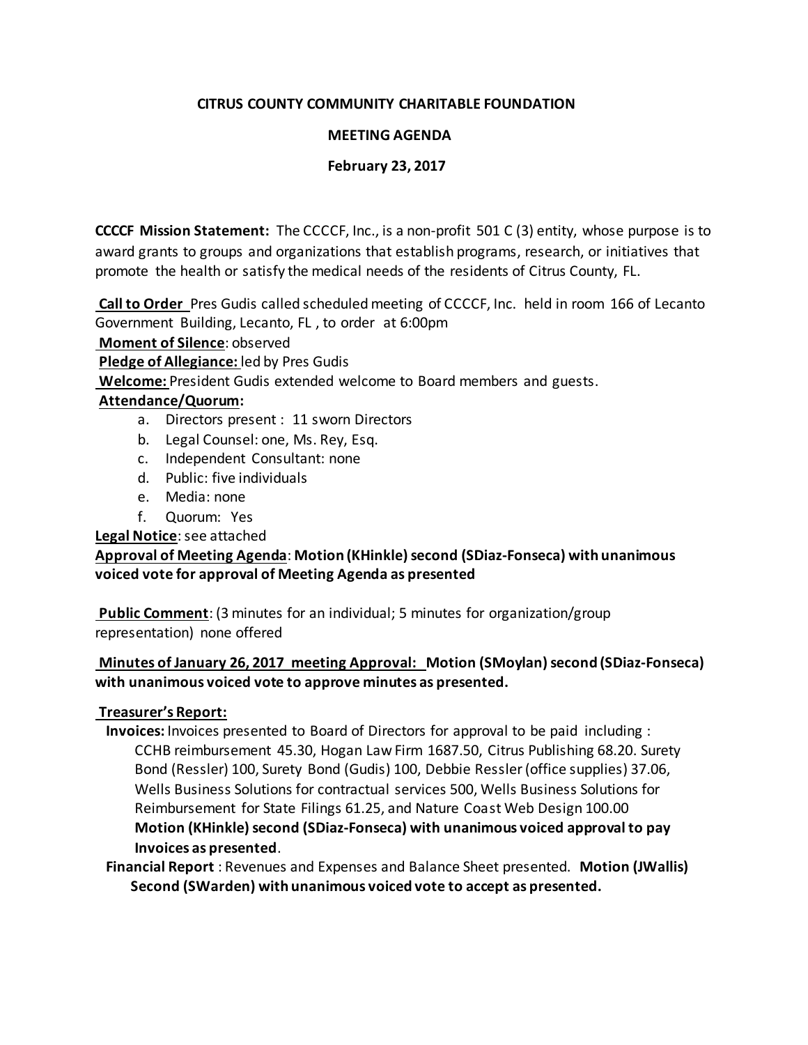**CITRUS COUNTY COMMUNITY CHARITABLE FOUNDATION**

**MEETING AGENDA**

**February 23, 2017**

**CCCCF Mission Statement:** The CCCCF, Inc., is a non-profit 501 C (3) entity, whose purpose is to award grants to groups and organizations that establish programs, research, or initiatives that promote the health or satisfy the medical needs of the residents of Citrus County, FL.

**Call to Order** Pres Gudis called scheduled meeting of CCCCF, Inc. held in room 166 of Lecanto Government Building, Lecanto, FL , to order at 6:00pm

**Moment of Silence**: observed

**Pledge of Allegiance:** led by Pres Gudis

**Welcome:** President Gudis extended welcome to Board members and guests.

**Attendance/Quorum:**

a. Directors present : 11 sworn Directors
b. Legal Counsel: one, Ms. Rey, Esq.
c. Independent Consultant: none
d. Public: five individuals
e. Media: none
f. Quorum: Yes

**Legal Notice**: see attached

**Approval of Meeting Agenda**: **Motion (KHinkle) second (SDiaz-Fonseca) with unanimous voiced vote for approval of Meeting Agenda as presented**

**Public Comment**: (3 minutes for an individual; 5 minutes for organization/group representation) none offered

**Minutes of January 26, 2017 meeting Approval: Motion (SMoylan) second (SDiaz-Fonseca) with unanimous voiced vote to approve minutes as presented.**

**Treasurer's Report:**

**Invoices:** Invoices presented to Board of Directors for approval to be paid including : CCHB reimbursement 45.30, Hogan Law Firm 1687.50, Citrus Publishing 68.20. Surety Bond (Ressler) 100, Surety Bond (Gudis) 100, Debbie Ressler (office supplies) 37.06, Wells Business Solutions for contractual services 500, Wells Business Solutions for Reimbursement for State Filings 61.25, and Nature Coast Web Design 100.00 **Motion (KHinkle) second (SDiaz-Fonseca) with unanimous voiced approval to pay Invoices as presented**.

**Financial Report** : Revenues and Expenses and Balance Sheet presented. **Motion (JWallis) Second (SWarden) with unanimous voiced vote to accept as presented.**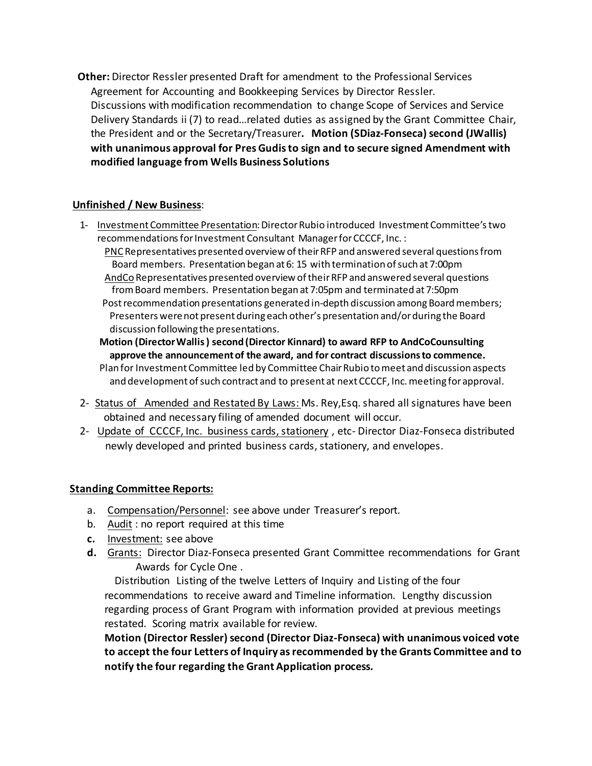**Other:** Director Ressler presented Draft for amendment to the Professional Services Agreement for Accounting and Bookkeeping Services by Director Ressler. Discussions with modification recommendation to change Scope of Services and Service Delivery Standards ii (7) to read…related duties as assigned by the Grant Committee Chair, the President and or the Secretary/Treasurer**. Motion (SDiaz-Fonseca) second (JWallis) with unanimous approval for Pres Gudis to sign and to secure signed Amendment with modified language from Wells Business Solutions**

**Unfinished / New Business**:

1- Investment Committee Presentation: Director Rubio introduced Investment Committee's two recommendations for Investment Consultant Manager for CCCCF, Inc. :

PNC Representatives presented overview of their RFP and answered several questions from Board members. Presentation began at 6: 15 with termination of such at 7:00pm

AndCo Representatives presented overview of their RFP and answered several questions from Board members. Presentation began at 7:05pm and terminated at 7:50pm

Post recommendation presentations generated in-depth discussion among Board members; Presenters were not present during each other's presentation and/or during the Board discussion following the presentations.

**Motion (Director Wallis ) second (Director Kinnard) to award RFP to AndCoCounsulting approve the announcement of the award, and for contract discussions to commence.**

Plan for Investment Committee led by Committee Chair Rubio to meet and discussion aspects and development of such contract and to present at next CCCCF, Inc. meeting for approval.

2- Status of Amended and Restated By Laws: Ms. Rey,Esq. shared all signatures have been obtained and necessary filing of amended document will occur.

2- Update of CCCCF, Inc. business cards, stationery , etc- Director Diaz-Fonseca distributed newly developed and printed business cards, stationery, and envelopes.

**Standing Committee Reports:**

a. Compensation/Personnel: see above under Treasurer's report.
b. Audit : no report required at this time
c. Investment: see above
d. Grants: Director Diaz-Fonseca presented Grant Committee recommendations for Grant Awards for Cycle One .

Distribution Listing of the twelve Letters of Inquiry and Listing of the four recommendations to receive award and Timeline information. Lengthy discussion regarding process of Grant Program with information provided at previous meetings restated. Scoring matrix available for review.

**Motion (Director Ressler) second (Director Diaz-Fonseca) with unanimous voiced vote to accept the four Letters of Inquiry as recommended by the Grants Committee and to notify the four regarding the Grant Application process.**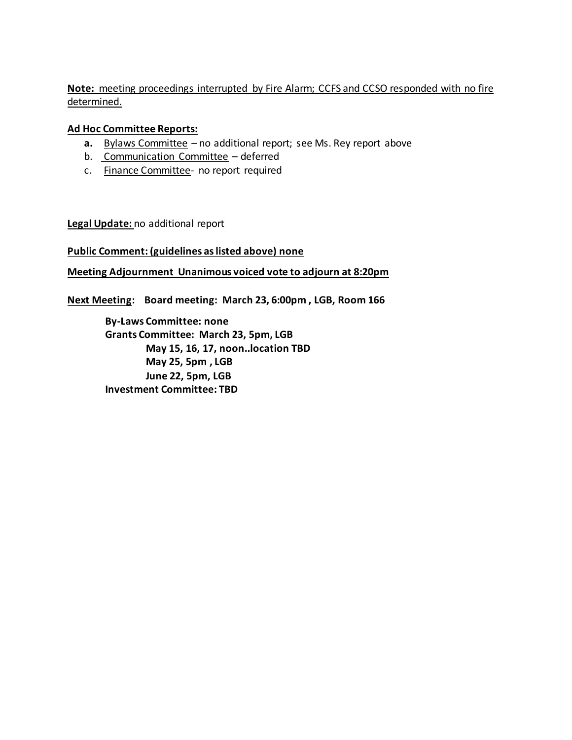**Note:** meeting proceedings interrupted by Fire Alarm; CCFS and CCSO responded with no fire determined.

**Ad Hoc Committee Reports:**

- **a.** Bylaws Committee – no additional report; see Ms. Rey report above
- b. Communication Committee – deferred
- c. Finance Committee- no report required

**Legal Update:** no additional report

**Public Comment: (guidelines as listed above) none**

**Meeting Adjournment Unanimous voiced vote to adjourn at 8:20pm**

**Next Meeting: Board meeting: March 23, 6:00pm , LGB, Room 166**

**By-Laws Committee: none**

**Grants Committee: March 23, 5pm, LGB**

**May 15, 16, 17, noon..location TBD**

**May 25, 5pm , LGB**

**June 22, 5pm, LGB**

**Investment Committee: TBD**